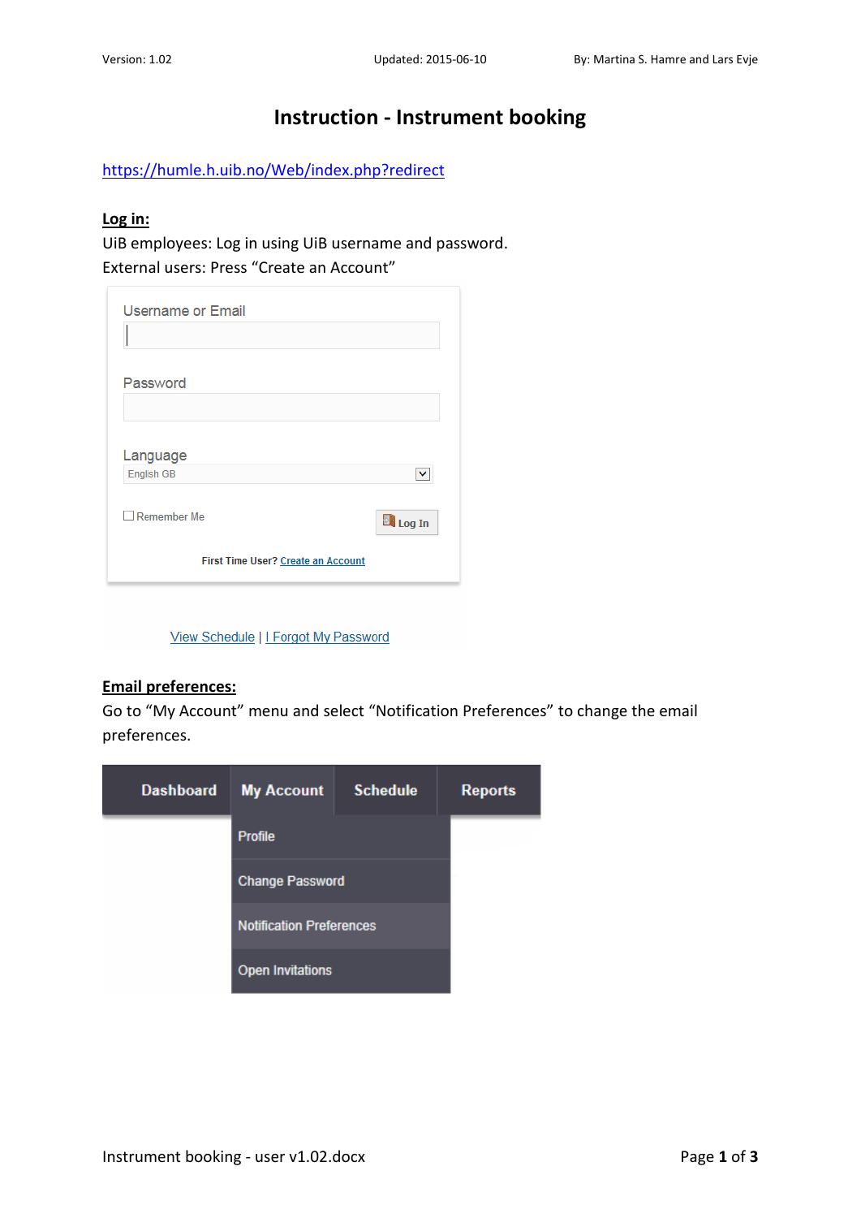// Instruction - Instrument booking

https://humle.h.uib.no/Web/index.php?redirect

**Log in:**

UiB employees: Log in using UiB username and password.

External users: Press “Create an Account”

Username or Email

Password

Language

English GB

Remember Me

Log In

First Time User? Create an Account

View Schedule | I Forgot My Password

**Email preferences:**

Go to “My Account” menu and select “Notification Preferences” to change the email preferences.

Dashboard | My Account | Schedule | Reports

Profile

Change Password

Notification Preferences

Open Invitations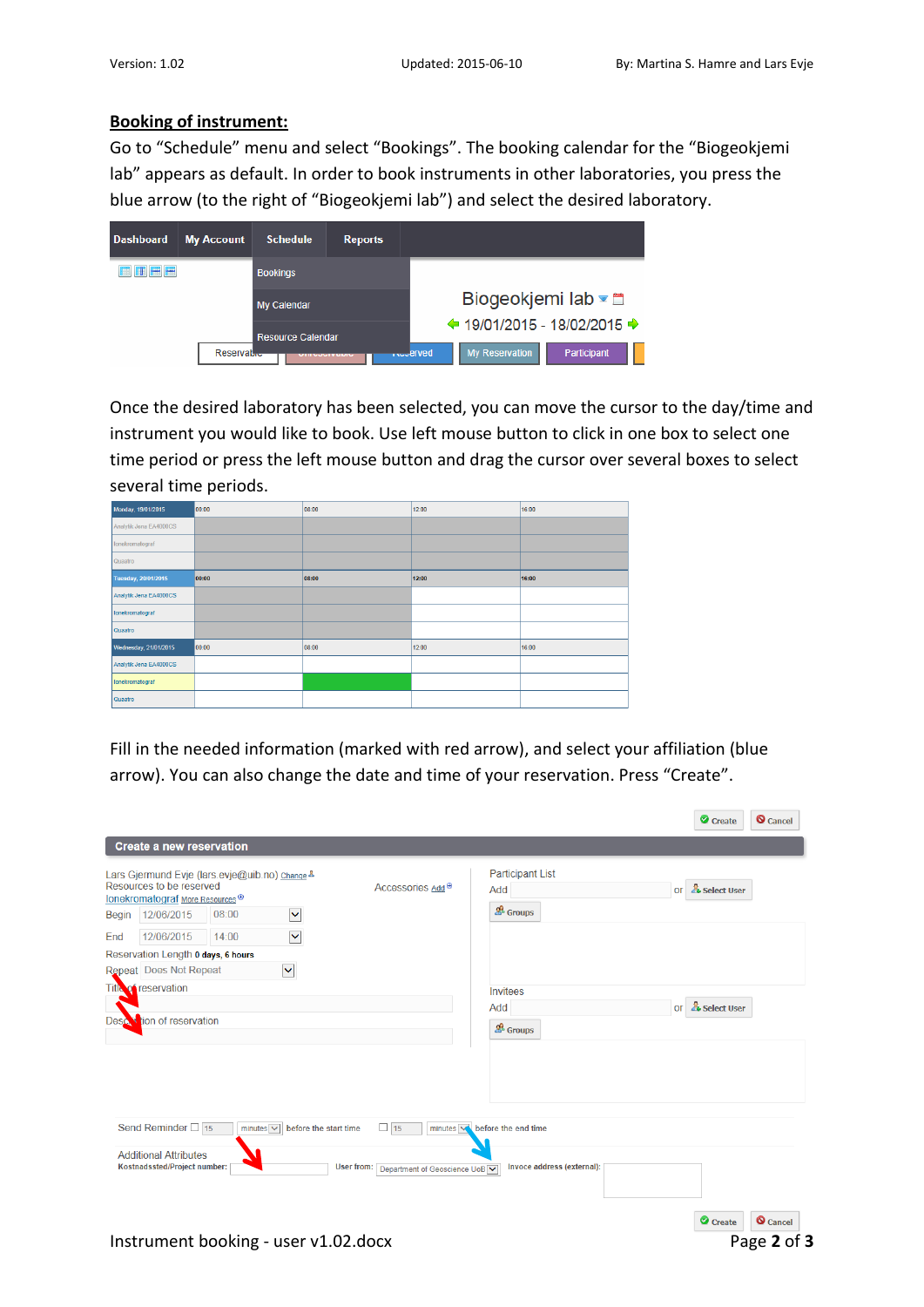## Booking of instrument:

Go to "Schedule" menu and select "Bookings". The booking calendar for the "Biogeokjemi lab" appears as default. In order to book instruments in other laboratories, you press the blue arrow (to the right of "Biogeokjemi lab") and select the desired laboratory.

Once the desired laboratory has been selected, you can move the cursor to the day/time and instrument you would like to book. Use left mouse button to click in one box to select one time period or press the left mouse button and drag the cursor over several boxes to select several time periods.

Fill in the needed information (marked with red arrow), and select your affiliation (blue arrow). You can also change the date and time of your reservation. Press "Create".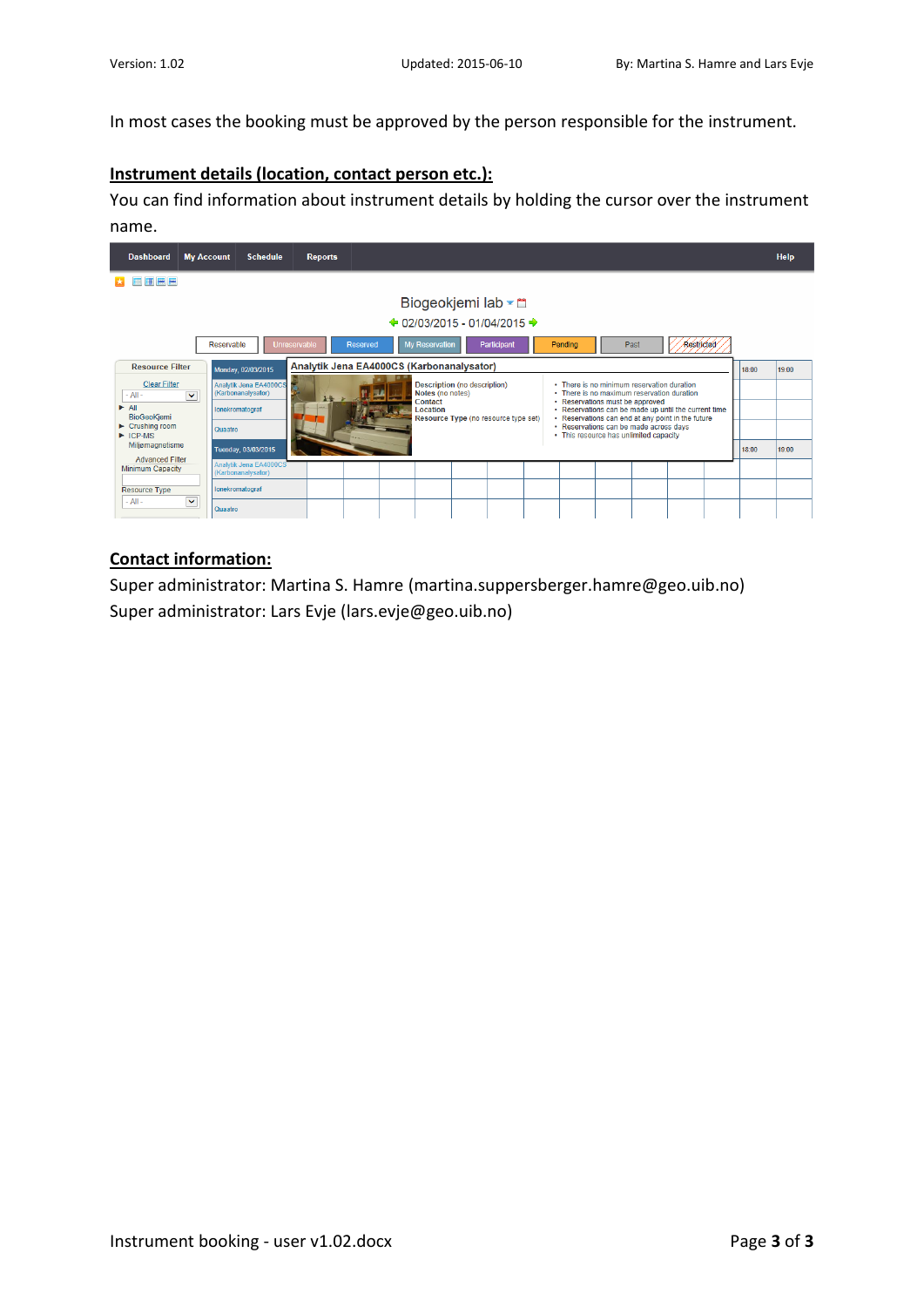In most cases the booking must be approved by the person responsible for the instrument.

## Instrument details (location, contact person etc.):

You can find information about instrument details by holding the cursor over the instrument name.

## Contact information:

Super administrator: Martina S. Hamre (martina.suppersberger.hamre@geo.uib.no)
Super administrator: Lars Evje (lars.evje@geo.uib.no)